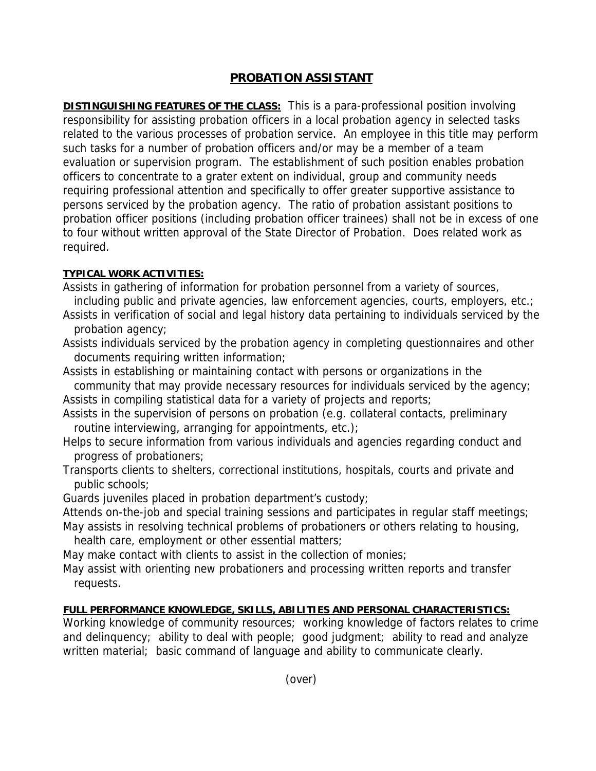# PROBATION ASSISTANT

**DISTINGUISHING FEATURES OF THE CLASS:** This is a para-professional position involving responsibility for assisting probation officers in a local probation agency in selected tasks related to the various processes of probation service. An employee in this title may perform such tasks for a number of probation officers and/or may be a member of a team evaluation or supervision program. The establishment of such position enables probation officers to concentrate to a grater extent on individual, group and community needs requiring professional attention and specifically to offer greater supportive assistance to persons serviced by the probation agency. The ratio of probation assistant positions to probation officer positions (including probation officer trainees) shall not be in excess of one to four without written approval of the State Director of Probation. Does related work as required.

**TYPICAL WORK ACTIVITIES:**

Assists in gathering of information for probation personnel from a variety of sources, including public and private agencies, law enforcement agencies, courts, employers, etc.;

Assists in verification of social and legal history data pertaining to individuals serviced by the probation agency;

Assists individuals serviced by the probation agency in completing questionnaires and other documents requiring written information;

Assists in establishing or maintaining contact with persons or organizations in the community that may provide necessary resources for individuals serviced by the agency;

Assists in compiling statistical data for a variety of projects and reports;

Assists in the supervision of persons on probation (e.g. collateral contacts, preliminary routine interviewing, arranging for appointments, etc.);

Helps to secure information from various individuals and agencies regarding conduct and progress of probationers;

Transports clients to shelters, correctional institutions, hospitals, courts and private and public schools;

Guards juveniles placed in probation department's custody;

Attends on-the-job and special training sessions and participates in regular staff meetings;

May assists in resolving technical problems of probationers or others relating to housing, health care, employment or other essential matters;

May make contact with clients to assist in the collection of monies;

May assist with orienting new probationers and processing written reports and transfer requests.

**FULL PERFORMANCE KNOWLEDGE, SKILLS, ABILITIES AND PERSONAL CHARACTERISTICS:**

Working knowledge of community resources; working knowledge of factors relates to crime and delinquency; ability to deal with people; good judgment; ability to read and analyze written material; basic command of language and ability to communicate clearly.

(over)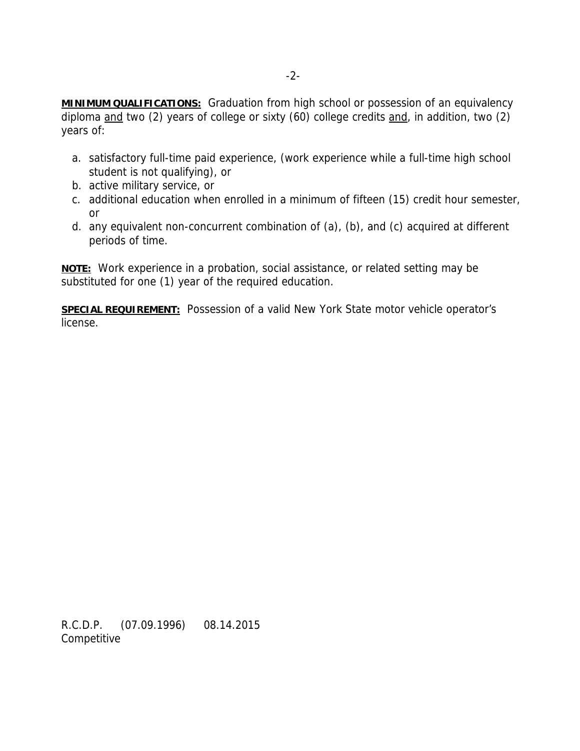**MINIMUM QUALIFICATIONS:** Graduation from high school or possession of an equivalency diploma <u>and</u> two (2) years of college or sixty (60) college credits <u>and</u>, in addition, two (2) years of:

a. satisfactory full-time paid experience, (work experience while a full-time high school student is not qualifying), or
b. active military service, or
c. additional education when enrolled in a minimum of fifteen (15) credit hour semester, or
d. any equivalent non-concurrent combination of (a), (b), and (c) acquired at different periods of time.

**NOTE:** Work experience in a probation, social assistance, or related setting may be substituted for one (1) year of the required education.

**SPECIAL REQUIREMENT:** Possession of a valid New York State motor vehicle operator's license.

R.C.D.P. (07.09.1996) 08.14.2015
Competitive